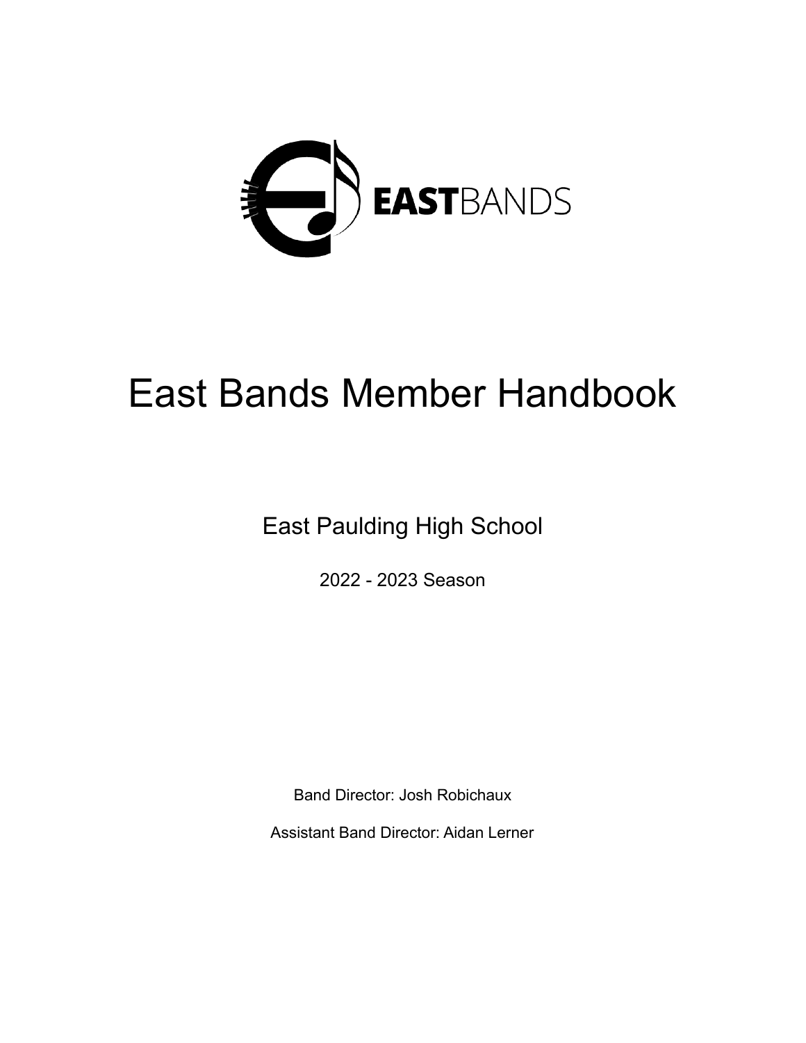EASTBANDS

# East Bands Member Handbook

East Paulding High School

2022 - 2023 Season

Band Director: Josh Robichaux

Assistant Band Director: Aidan Lerner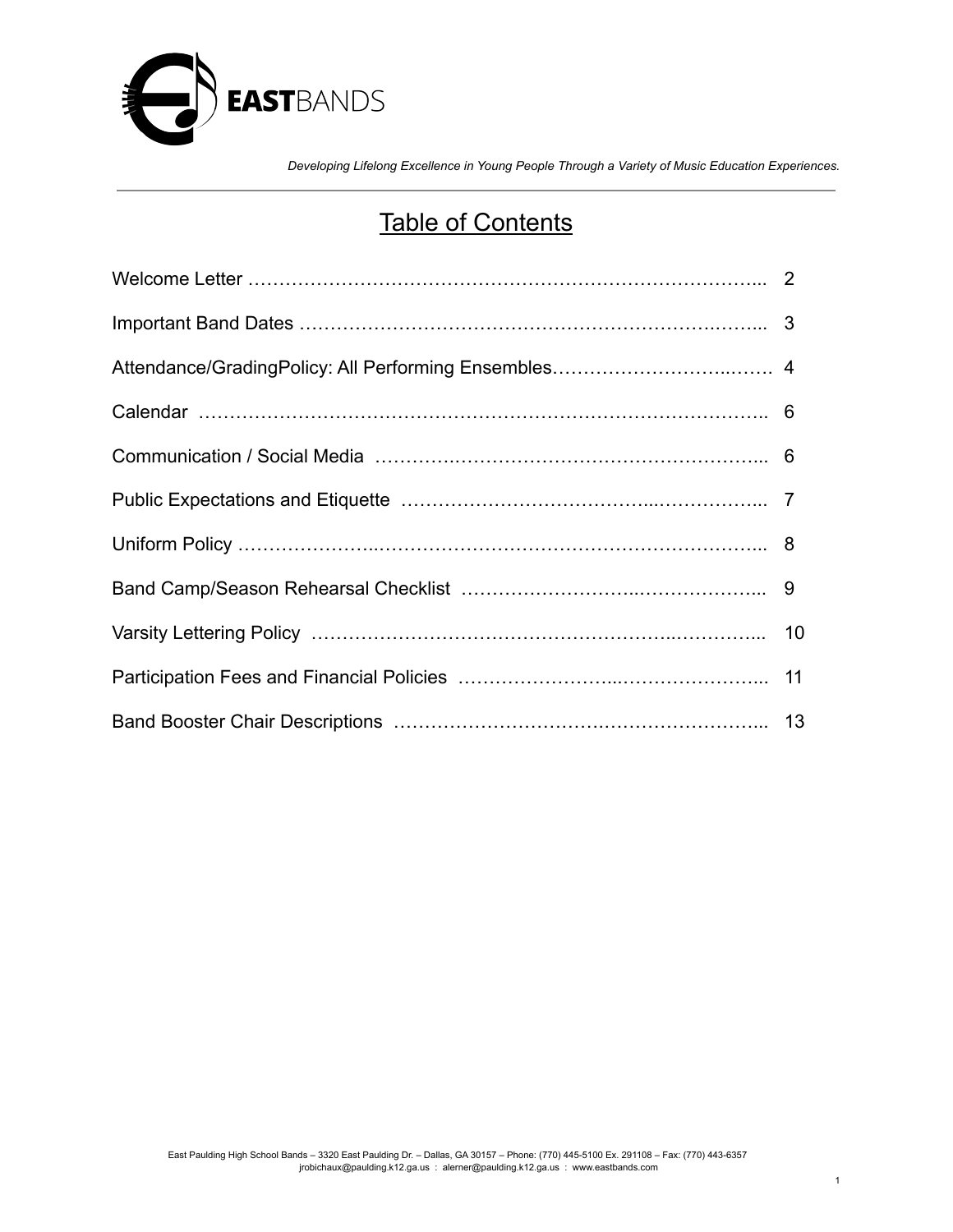**EAST**BANDS

*Developing Lifelong Excellence in Young People Through a Variety of Music Education Experiences.*

---

# Table of Contents

| | |
|---|---|
| Welcome Letter | 2 |
| Important Band Dates | 3 |
| Attendance/GradingPolicy: All Performing Ensembles | 4 |
| Calendar | 6 |
| Communication / Social Media | 6 |
| Public Expectations and Etiquette | 7 |
| Uniform Policy | 8 |
| Band Camp/Season Rehearsal Checklist | 9 |
| Varsity Lettering Policy | 10 |
| Participation Fees and Financial Policies | 11 |
| Band Booster Chair Descriptions | 13 |

East Paulding High School Bands – 3320 East Paulding Dr. – Dallas, GA 30157 – Phone: (770) 445-5100 Ex. 291108 – Fax: (770) 443-6357
jrobichaux@paulding.k12.ga.us : alerner@paulding.k12.ga.us : www.eastbands.com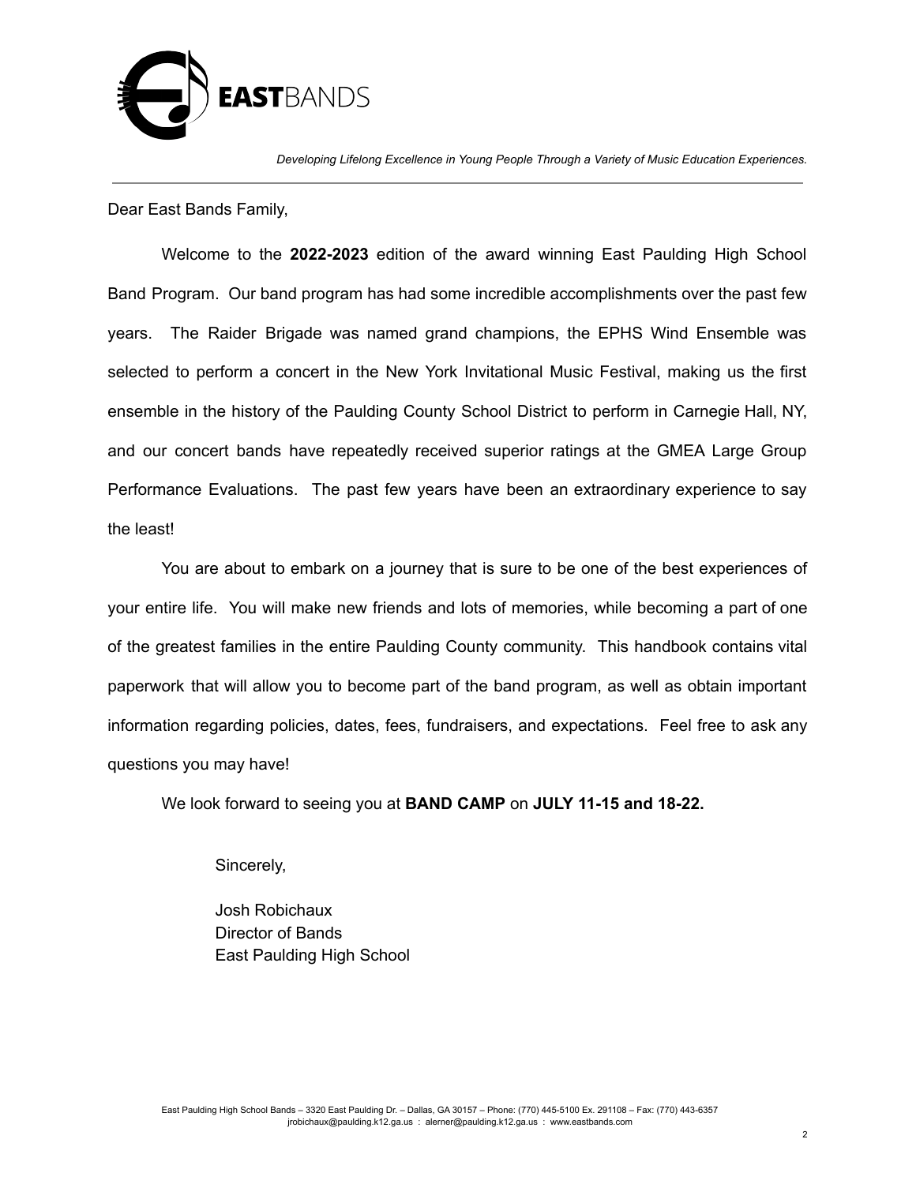**EAST**BANDS

*Developing Lifelong Excellence in Young People Through a Variety of Music Education Experiences.*

---

Dear East Bands Family,

Welcome to the **2022-2023** edition of the award winning East Paulding High School Band Program. Our band program has had some incredible accomplishments over the past few years. The Raider Brigade was named grand champions, the EPHS Wind Ensemble was selected to perform a concert in the New York Invitational Music Festival, making us the first ensemble in the history of the Paulding County School District to perform in Carnegie Hall, NY, and our concert bands have repeatedly received superior ratings at the GMEA Large Group Performance Evaluations. The past few years have been an extraordinary experience to say the least!

You are about to embark on a journey that is sure to be one of the best experiences of your entire life. You will make new friends and lots of memories, while becoming a part of one of the greatest families in the entire Paulding County community. This handbook contains vital paperwork that will allow you to become part of the band program, as well as obtain important information regarding policies, dates, fees, fundraisers, and expectations. Feel free to ask any questions you may have!

We look forward to seeing you at **BAND CAMP** on **JULY 11-15 and 18-22.**

Sincerely,

Josh Robichaux
Director of Bands
East Paulding High School

East Paulding High School Bands – 3320 East Paulding Dr. – Dallas, GA 30157 – Phone: (770) 445-5100 Ex. 291108 – Fax: (770) 443-6357
jrobichaux@paulding.k12.ga.us : alerner@paulding.k12.ga.us : www.eastbands.com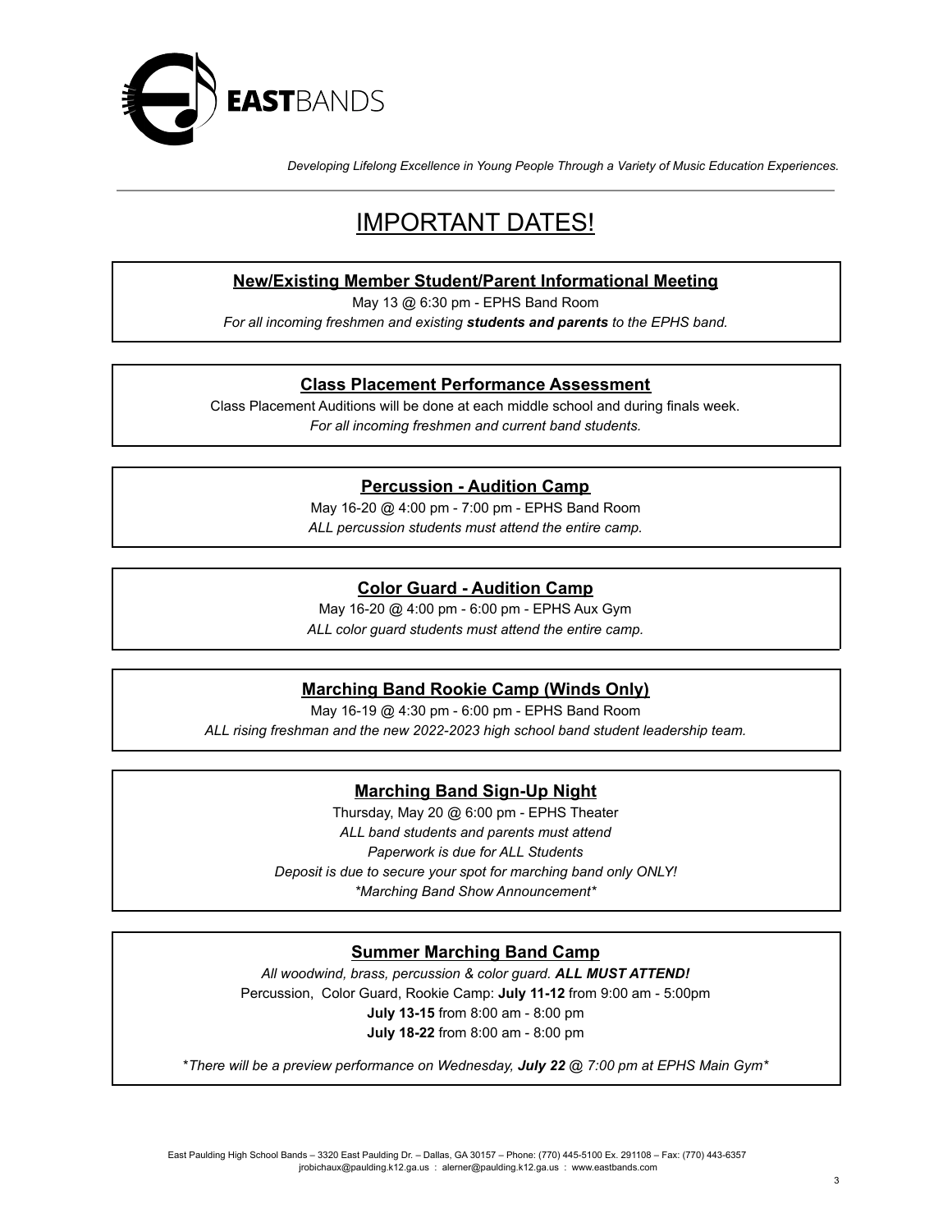**EAST**BANDS

*Developing Lifelong Excellence in Young People Through a Variety of Music Education Experiences.*

---

# IMPORTANT DATES!

## New/Existing Member Student/Parent Informational Meeting

May 13 @ 6:30 pm - EPHS Band Room

*For all incoming freshmen and existing **students and parents** to the EPHS band.*

## Class Placement Performance Assessment

Class Placement Auditions will be done at each middle school and during finals week.

*For all incoming freshmen and current band students.*

## Percussion - Audition Camp

May 16-20 @ 4:00 pm - 7:00 pm - EPHS Band Room

*ALL percussion students must attend the entire camp.*

## Color Guard - Audition Camp

May 16-20 @ 4:00 pm - 6:00 pm - EPHS Aux Gym

*ALL color guard students must attend the entire camp.*

## Marching Band Rookie Camp (Winds Only)

May 16-19 @ 4:30 pm - 6:00 pm - EPHS Band Room

*ALL rising freshman and the new 2022-2023 high school band student leadership team.*

## Marching Band Sign-Up Night

Thursday, May 20 @ 6:00 pm - EPHS Theater

*ALL band students and parents must attend*

*Paperwork is due for ALL Students*

*Deposit is due to secure your spot for marching band only ONLY!*

*\*Marching Band Show Announcement\**

## Summer Marching Band Camp

*All woodwind, brass, percussion & color guard. **ALL MUST ATTEND!***

Percussion, Color Guard, Rookie Camp: **July 11-12** from 9:00 am - 5:00pm

**July 13-15** from 8:00 am - 8:00 pm

**July 18-22** from 8:00 am - 8:00 pm

*\*There will be a preview performance on Wednesday, **July 22** @ 7:00 pm at EPHS Main Gym\**

East Paulding High School Bands – 3320 East Paulding Dr. – Dallas, GA 30157 – Phone: (770) 445-5100 Ex. 291108 – Fax: (770) 443-6357
jrobichaux@paulding.k12.ga.us : alerner@paulding.k12.ga.us : www.eastbands.com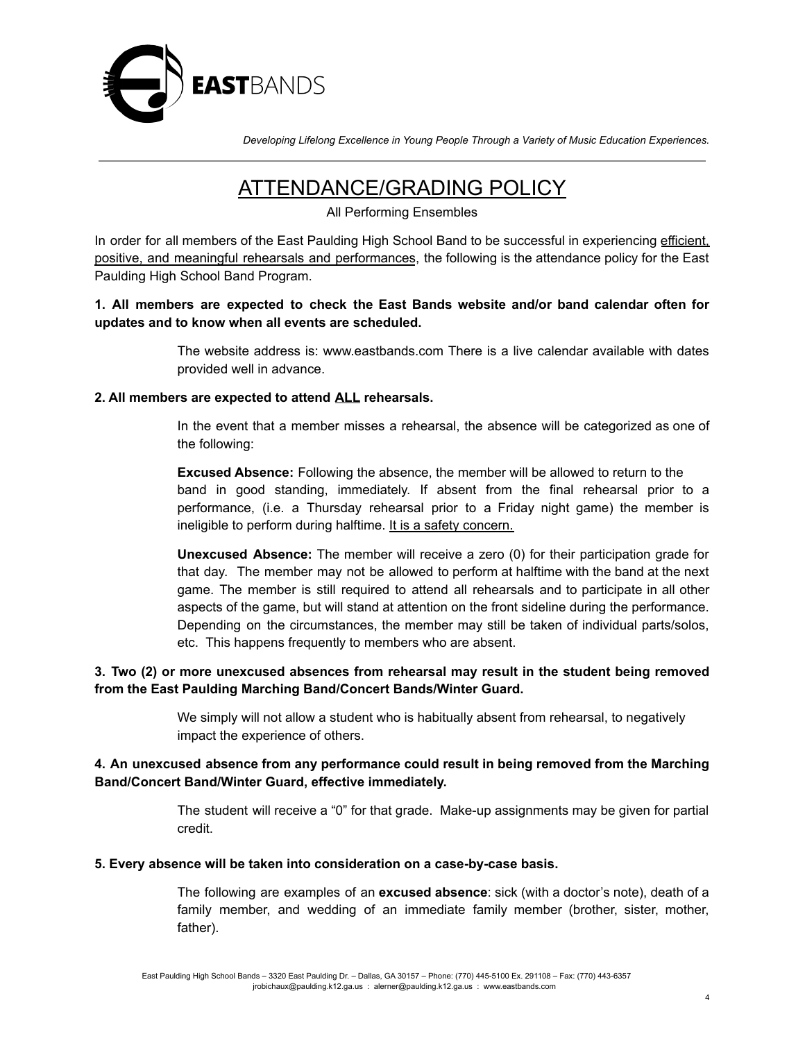*Developing Lifelong Excellence in Young People Through a Variety of Music Education Experiences.*

# ATTENDANCE/GRADING POLICY

All Performing Ensembles

In order for all members of the East Paulding High School Band to be successful in experiencing efficient, positive, and meaningful rehearsals and performances, the following is the attendance policy for the East Paulding High School Band Program.

**1. All members are expected to check the East Bands website and/or band calendar often for updates and to know when all events are scheduled.**

The website address is: www.eastbands.com There is a live calendar available with dates provided well in advance.

**2. All members are expected to attend ALL rehearsals.**

In the event that a member misses a rehearsal, the absence will be categorized as one of the following:

**Excused Absence:** Following the absence, the member will be allowed to return to the band in good standing, immediately. If absent from the final rehearsal prior to a performance, (i.e. a Thursday rehearsal prior to a Friday night game) the member is ineligible to perform during halftime. It is a safety concern.

**Unexcused Absence:** The member will receive a zero (0) for their participation grade for that day. The member may not be allowed to perform at halftime with the band at the next game. The member is still required to attend all rehearsals and to participate in all other aspects of the game, but will stand at attention on the front sideline during the performance. Depending on the circumstances, the member may still be taken of individual parts/solos, etc. This happens frequently to members who are absent.

**3. Two (2) or more unexcused absences from rehearsal may result in the student being removed from the East Paulding Marching Band/Concert Bands/Winter Guard.**

We simply will not allow a student who is habitually absent from rehearsal, to negatively impact the experience of others.

**4. An unexcused absence from any performance could result in being removed from the Marching Band/Concert Band/Winter Guard, effective immediately.**

The student will receive a "0" for that grade. Make-up assignments may be given for partial credit.

**5. Every absence will be taken into consideration on a case-by-case basis.**

The following are examples of an **excused absence**: sick (with a doctor's note), death of a family member, and wedding of an immediate family member (brother, sister, mother, father).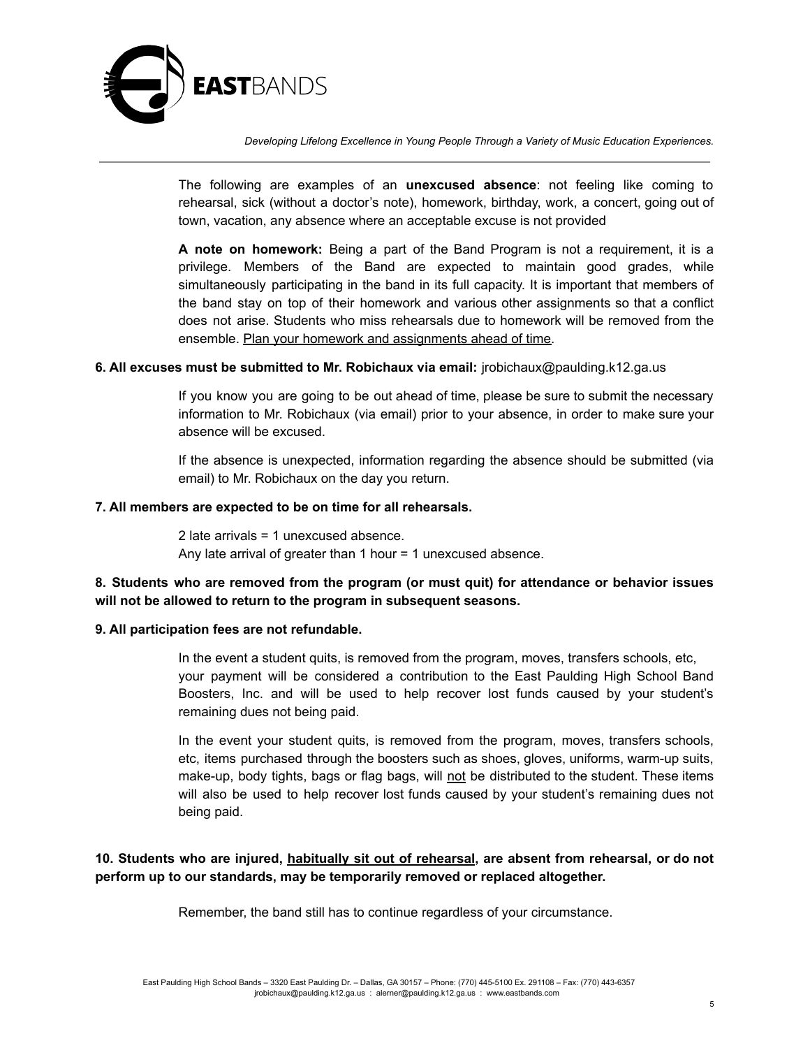The following are examples of an **unexcused absence**: not feeling like coming to rehearsal, sick (without a doctor's note), homework, birthday, work, a concert, going out of town, vacation, any absence where an acceptable excuse is not provided

**A note on homework:** Being a part of the Band Program is not a requirement, it is a privilege. Members of the Band are expected to maintain good grades, while simultaneously participating in the band in its full capacity. It is important that members of the band stay on top of their homework and various other assignments so that a conflict does not arise. Students who miss rehearsals due to homework will be removed from the ensemble. <u>Plan your homework and assignments ahead of time</u>.

**6. All excuses must be submitted to Mr. Robichaux via email:** jrobichaux@paulding.k12.ga.us

If you know you are going to be out ahead of time, please be sure to submit the necessary information to Mr. Robichaux (via email) prior to your absence, in order to make sure your absence will be excused.

If the absence is unexpected, information regarding the absence should be submitted (via email) to Mr. Robichaux on the day you return.

**7. All members are expected to be on time for all rehearsals.**

2 late arrivals = 1 unexcused absence.
Any late arrival of greater than 1 hour = 1 unexcused absence.

**8. Students who are removed from the program (or must quit) for attendance or behavior issues will not be allowed to return to the program in subsequent seasons.**

**9. All participation fees are not refundable.**

In the event a student quits, is removed from the program, moves, transfers schools, etc, your payment will be considered a contribution to the East Paulding High School Band Boosters, Inc. and will be used to help recover lost funds caused by your student's remaining dues not being paid.

In the event your student quits, is removed from the program, moves, transfers schools, etc, items purchased through the boosters such as shoes, gloves, uniforms, warm-up suits, make-up, body tights, bags or flag bags, will <u>not</u> be distributed to the student. These items will also be used to help recover lost funds caused by your student's remaining dues not being paid.

**10. Students who are injured, <u>habitually sit out of rehearsal</u>, are absent from rehearsal, or do not perform up to our standards, may be temporarily removed or replaced altogether.**

Remember, the band still has to continue regardless of your circumstance.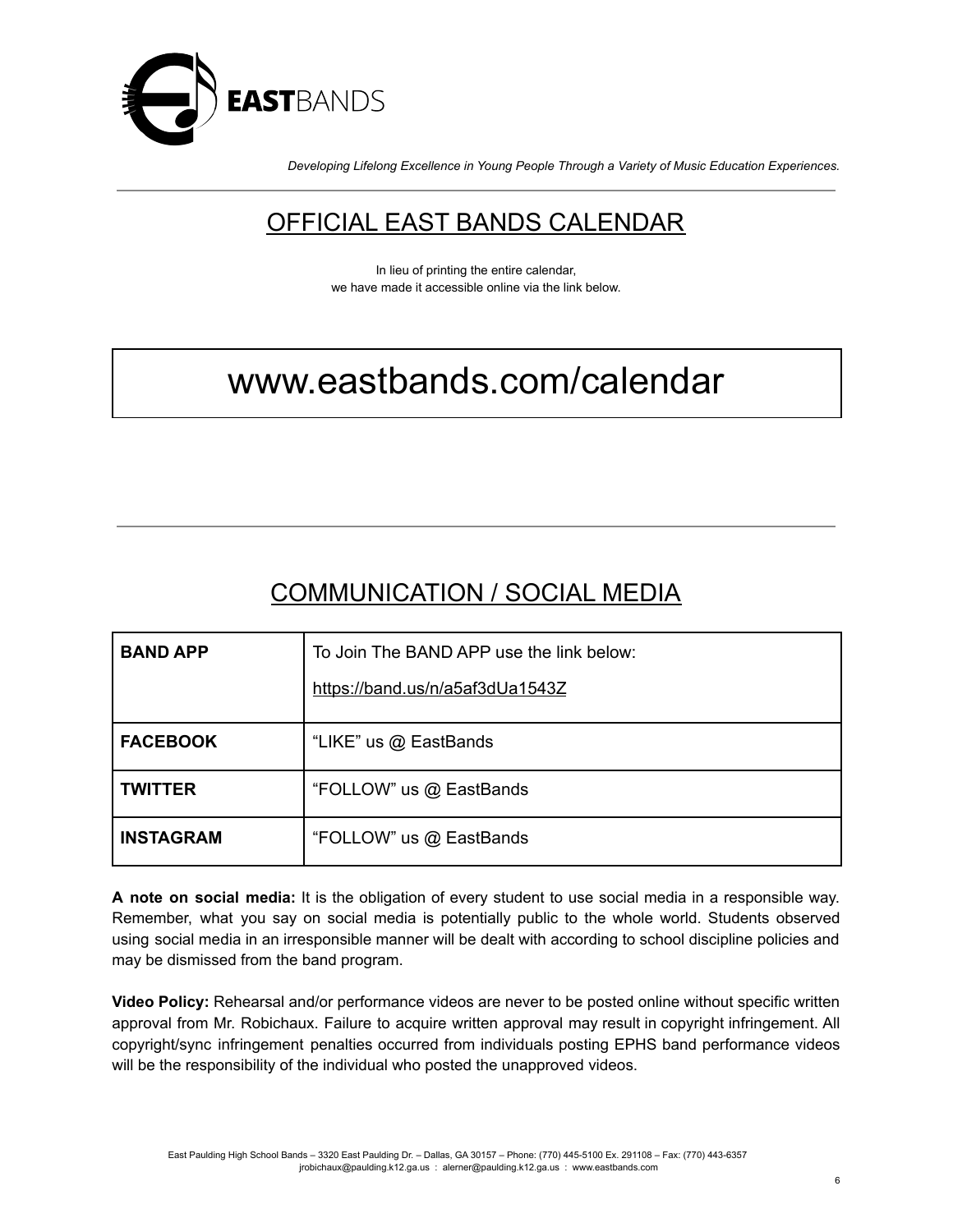**EAST**BANDS

*Developing Lifelong Excellence in Young People Through a Variety of Music Education Experiences.*

---

## OFFICIAL EAST BANDS CALENDAR

In lieu of printing the entire calendar,
we have made it accessible online via the link below.

# www.eastbands.com/calendar

---

## COMMUNICATION / SOCIAL MEDIA

| | |
|---|---|
| **BAND APP** | To Join The BAND APP use the link below: https://band.us/n/a5af3dUa1543Z |
| **FACEBOOK** | “LIKE” us @ EastBands |
| **TWITTER** | “FOLLOW” us @ EastBands |
| **INSTAGRAM** | “FOLLOW” us @ EastBands |

**A note on social media:** It is the obligation of every student to use social media in a responsible way. Remember, what you say on social media is potentially public to the whole world. Students observed using social media in an irresponsible manner will be dealt with according to school discipline policies and may be dismissed from the band program.

**Video Policy:** Rehearsal and/or performance videos are never to be posted online without specific written approval from Mr. Robichaux. Failure to acquire written approval may result in copyright infringement. All copyright/sync infringement penalties occurred from individuals posting EPHS band performance videos will be the responsibility of the individual who posted the unapproved videos.

East Paulding High School Bands – 3320 East Paulding Dr. – Dallas, GA 30157 – Phone: (770) 445-5100 Ex. 291108 – Fax: (770) 443-6357
jrobichaux@paulding.k12.ga.us : alerner@paulding.k12.ga.us : www.eastbands.com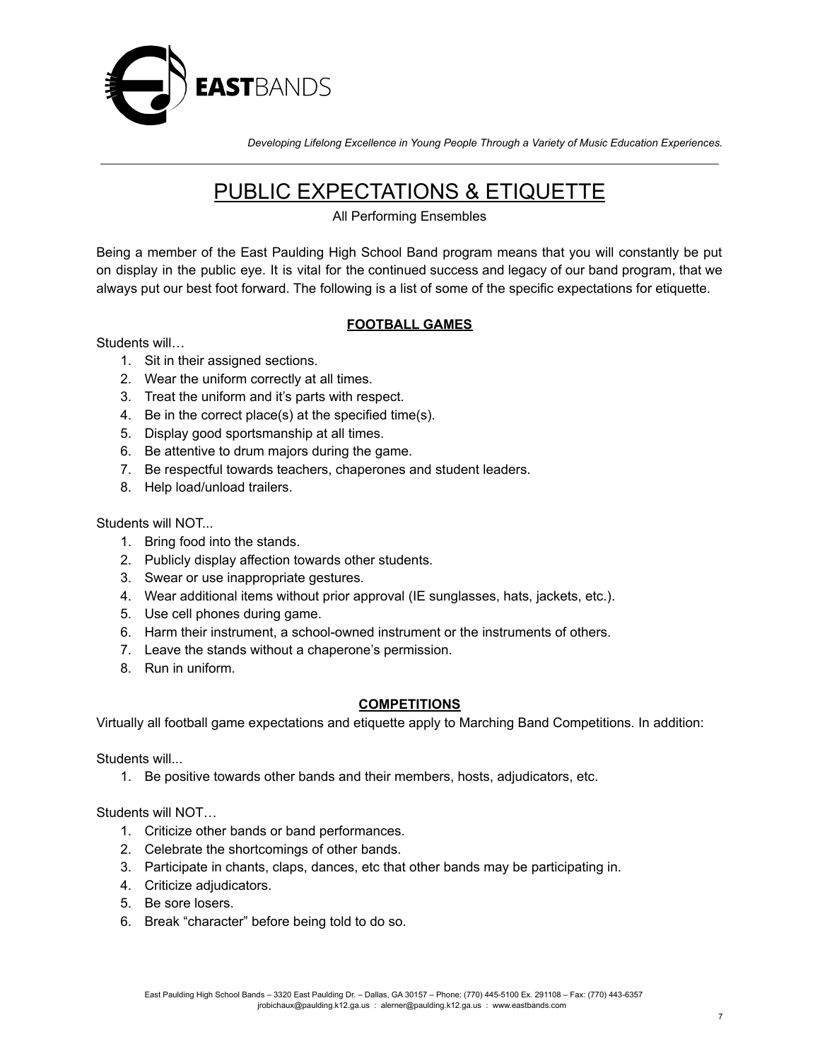EASTBANDS

*Developing Lifelong Excellence in Young People Through a Variety of Music Education Experiences.*

# PUBLIC EXPECTATIONS & ETIQUETTE

All Performing Ensembles

Being a member of the East Paulding High School Band program means that you will constantly be put on display in the public eye. It is vital for the continued success and legacy of our band program, that we always put our best foot forward. The following is a list of some of the specific expectations for etiquette.

## FOOTBALL GAMES

Students will…

1. Sit in their assigned sections.
2. Wear the uniform correctly at all times.
3. Treat the uniform and it's parts with respect.
4. Be in the correct place(s) at the specified time(s).
5. Display good sportsmanship at all times.
6. Be attentive to drum majors during the game.
7. Be respectful towards teachers, chaperones and student leaders.
8. Help load/unload trailers.

Students will NOT...

1. Bring food into the stands.
2. Publicly display affection towards other students.
3. Swear or use inappropriate gestures.
4. Wear additional items without prior approval (IE sunglasses, hats, jackets, etc.).
5. Use cell phones during game.
6. Harm their instrument, a school-owned instrument or the instruments of others.
7. Leave the stands without a chaperone's permission.
8. Run in uniform.

## COMPETITIONS

Virtually all football game expectations and etiquette apply to Marching Band Competitions. In addition:

Students will...

1. Be positive towards other bands and their members, hosts, adjudicators, etc.

Students will NOT…

1. Criticize other bands or band performances.
2. Celebrate the shortcomings of other bands.
3. Participate in chants, claps, dances, etc that other bands may be participating in.
4. Criticize adjudicators.
5. Be sore losers.
6. Break "character" before being told to do so.

East Paulding High School Bands – 3320 East Paulding Dr. – Dallas, GA 30157 – Phone: (770) 445-5100 Ex. 291108 – Fax: (770) 443-6357
jrobichaux@paulding.k12.ga.us : alerner@paulding.k12.ga.us : www.eastbands.com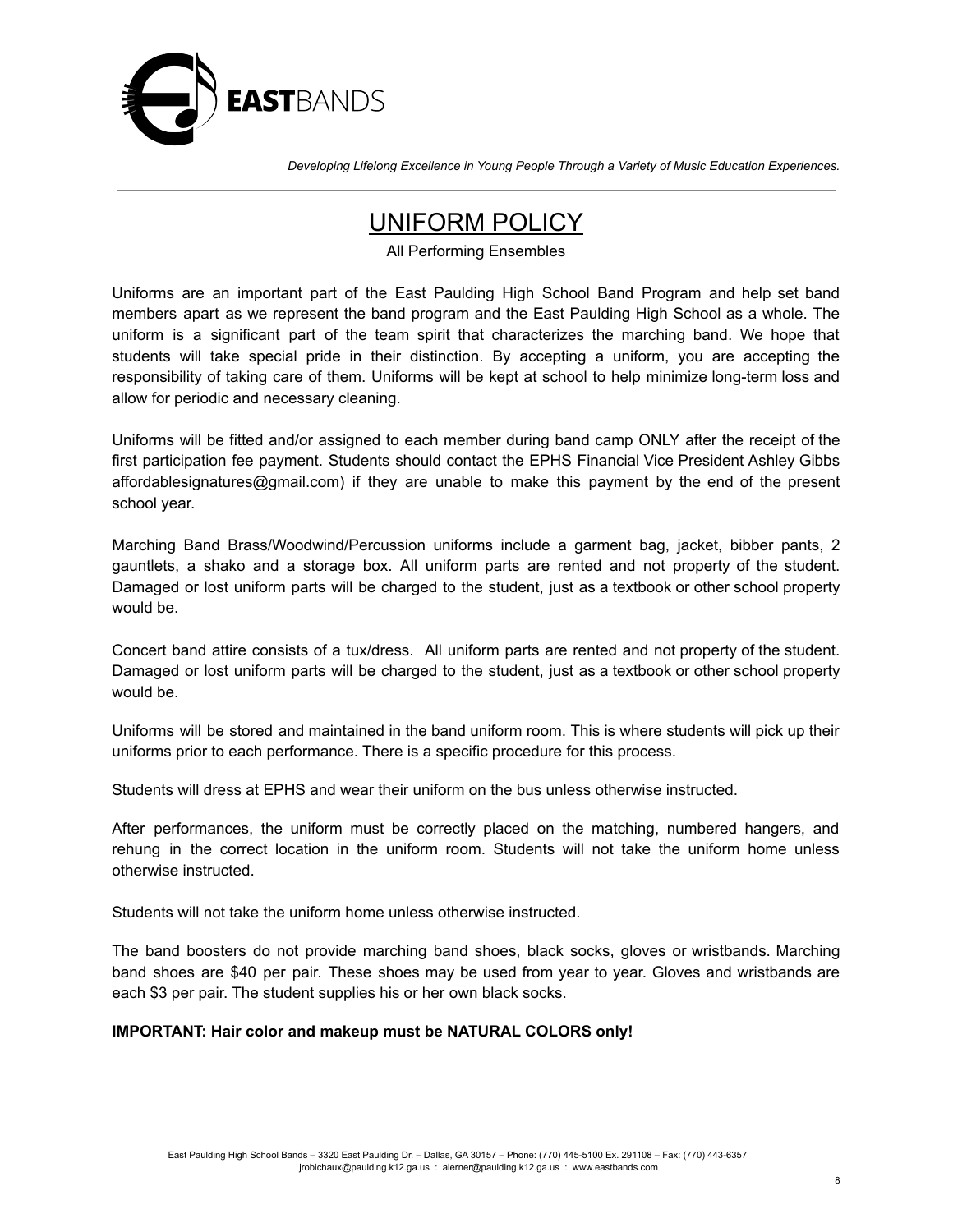# UNIFORM POLICY

All Performing Ensembles

Uniforms are an important part of the East Paulding High School Band Program and help set band members apart as we represent the band program and the East Paulding High School as a whole. The uniform is a significant part of the team spirit that characterizes the marching band. We hope that students will take special pride in their distinction. By accepting a uniform, you are accepting the responsibility of taking care of them. Uniforms will be kept at school to help minimize long-term loss and allow for periodic and necessary cleaning.

Uniforms will be fitted and/or assigned to each member during band camp ONLY after the receipt of the first participation fee payment. Students should contact the EPHS Financial Vice President Ashley Gibbs affordablesignatures@gmail.com) if they are unable to make this payment by the end of the present school year.

Marching Band Brass/Woodwind/Percussion uniforms include a garment bag, jacket, bibber pants, 2 gauntlets, a shako and a storage box. All uniform parts are rented and not property of the student. Damaged or lost uniform parts will be charged to the student, just as a textbook or other school property would be.

Concert band attire consists of a tux/dress. All uniform parts are rented and not property of the student. Damaged or lost uniform parts will be charged to the student, just as a textbook or other school property would be.

Uniforms will be stored and maintained in the band uniform room. This is where students will pick up their uniforms prior to each performance. There is a specific procedure for this process.

Students will dress at EPHS and wear their uniform on the bus unless otherwise instructed.

After performances, the uniform must be correctly placed on the matching, numbered hangers, and rehung in the correct location in the uniform room. Students will not take the uniform home unless otherwise instructed.

Students will not take the uniform home unless otherwise instructed.

The band boosters do not provide marching band shoes, black socks, gloves or wristbands. Marching band shoes are $40 per pair. These shoes may be used from year to year. Gloves and wristbands are each $3 per pair. The student supplies his or her own black socks.

**IMPORTANT: Hair color and makeup must be NATURAL COLORS only!**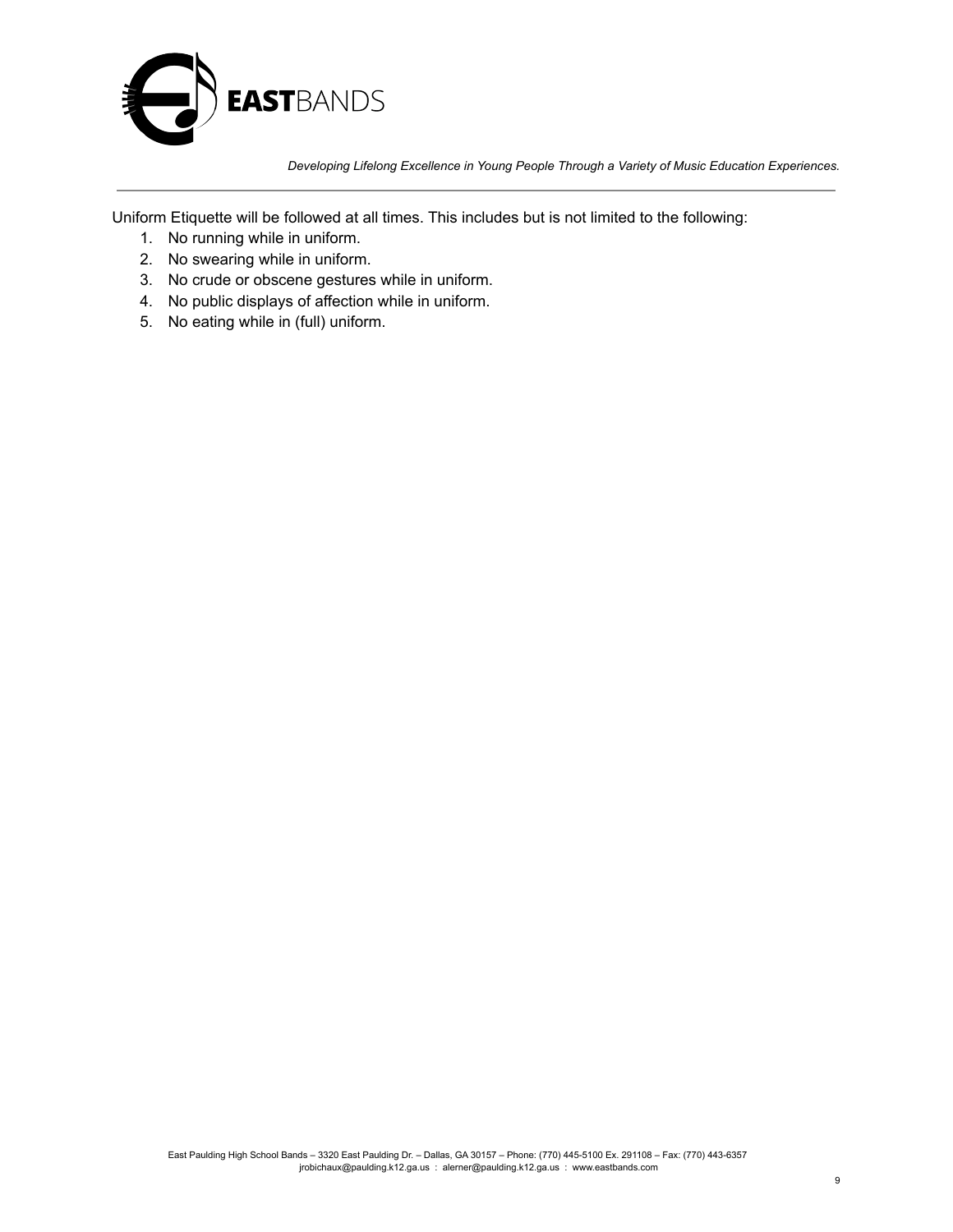Uniform Etiquette will be followed at all times. This includes but is not limited to the following:

1. No running while in uniform.
2. No swearing while in uniform.
3. No crude or obscene gestures while in uniform.
4. No public displays of affection while in uniform.
5. No eating while in (full) uniform.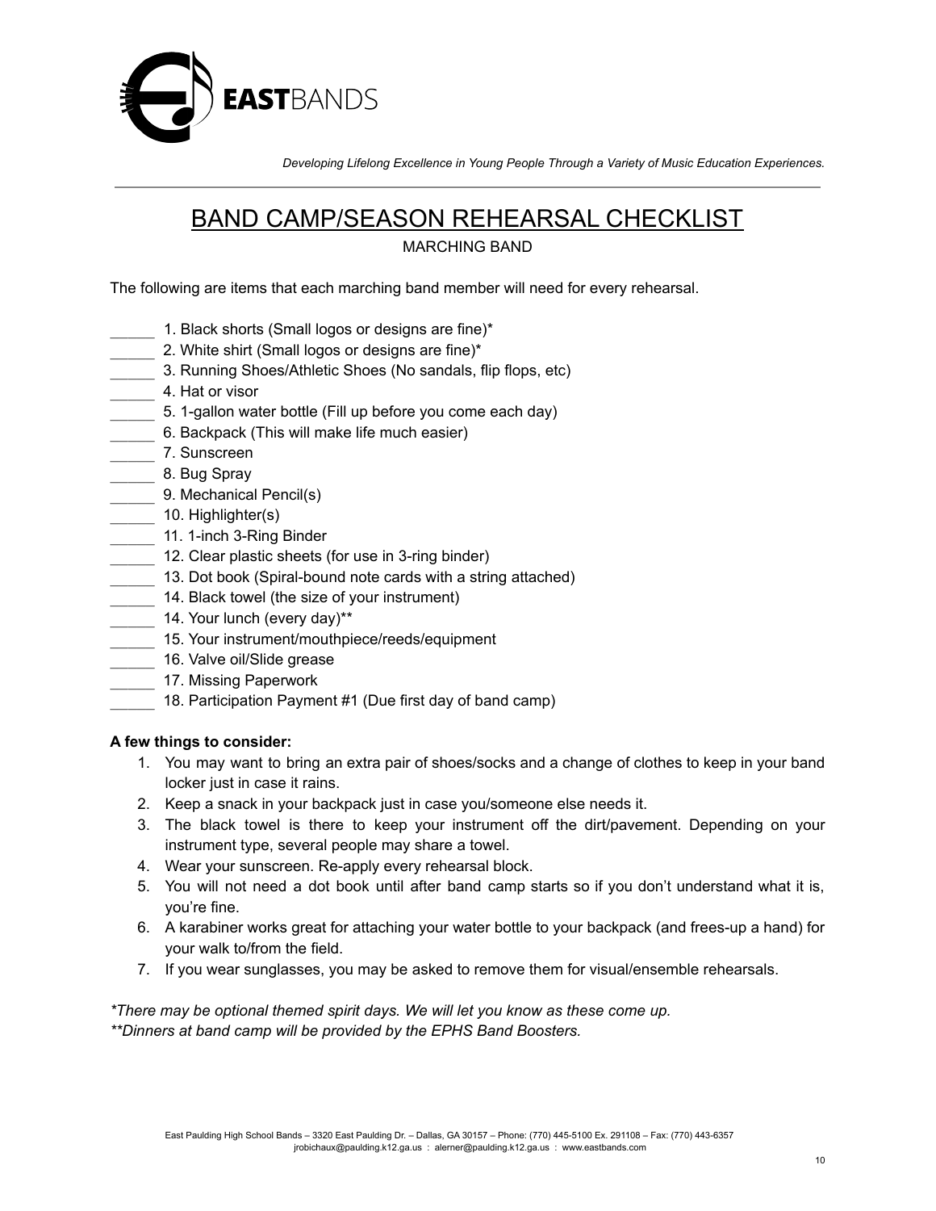**EAST**BANDS

*Developing Lifelong Excellence in Young People Through a Variety of Music Education Experiences.*

---

# BAND CAMP/SEASON REHEARSAL CHECKLIST

MARCHING BAND

The following are items that each marching band member will need for every rehearsal.

_____ 1. Black shorts (Small logos or designs are fine)*
_____ 2. White shirt (Small logos or designs are fine)*
_____ 3. Running Shoes/Athletic Shoes (No sandals, flip flops, etc)
_____ 4. Hat or visor
_____ 5. 1-gallon water bottle (Fill up before you come each day)
_____ 6. Backpack (This will make life much easier)
_____ 7. Sunscreen
_____ 8. Bug Spray
_____ 9. Mechanical Pencil(s)
_____ 10. Highlighter(s)
_____ 11. 1-inch 3-Ring Binder
_____ 12. Clear plastic sheets (for use in 3-ring binder)
_____ 13. Dot book (Spiral-bound note cards with a string attached)
_____ 14. Black towel (the size of your instrument)
_____ 14. Your lunch (every day)**
_____ 15. Your instrument/mouthpiece/reeds/equipment
_____ 16. Valve oil/Slide grease
_____ 17. Missing Paperwork
_____ 18. Participation Payment #1 (Due first day of band camp)

**A few things to consider:**

1. You may want to bring an extra pair of shoes/socks and a change of clothes to keep in your band locker just in case it rains.
2. Keep a snack in your backpack just in case you/someone else needs it.
3. The black towel is there to keep your instrument off the dirt/pavement. Depending on your instrument type, several people may share a towel.
4. Wear your sunscreen. Re-apply every rehearsal block.
5. You will not need a dot book until after band camp starts so if you don't understand what it is, you're fine.
6. A karabiner works great for attaching your water bottle to your backpack (and frees-up a hand) for your walk to/from the field.
7. If you wear sunglasses, you may be asked to remove them for visual/ensemble rehearsals.

*\*There may be optional themed spirit days. We will let you know as these come up.*
*\*\*Dinners at band camp will be provided by the EPHS Band Boosters.*

East Paulding High School Bands – 3320 East Paulding Dr. – Dallas, GA 30157 – Phone: (770) 445-5100 Ex. 291108 – Fax: (770) 443-6357
jrobichaux@paulding.k12.ga.us : alerner@paulding.k12.ga.us : www.eastbands.com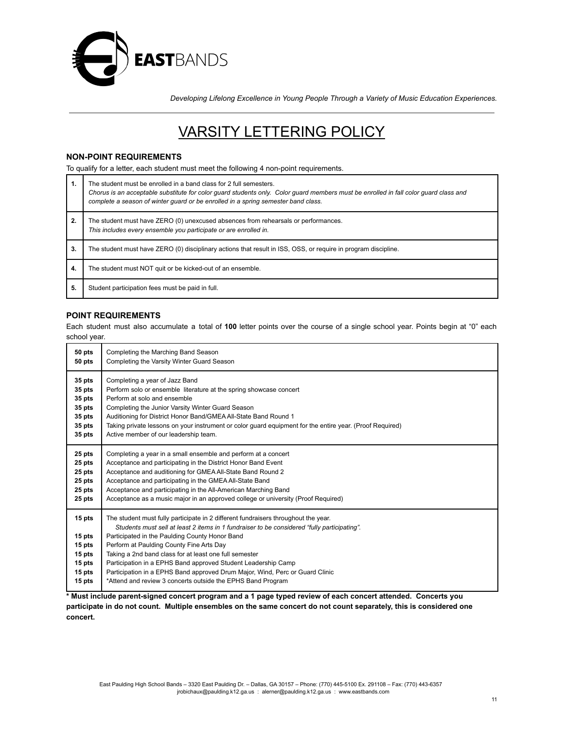EASTBANDS

*Developing Lifelong Excellence in Young People Through a Variety of Music Education Experiences.*

# VARSITY LETTERING POLICY

### NON-POINT REQUIREMENTS

To qualify for a letter, each student must meet the following 4 non-point requirements.

| | |
|---|---|
| **1.** | The student must be enrolled in a band class for 2 full semesters. *Chorus is an acceptable substitute for color guard students only. Color guard members must be enrolled in fall color guard class and complete a season of winter guard or be enrolled in a spring semester band class.* |
| **2.** | The student must have ZERO (0) unexcused absences from rehearsals or performances. *This includes every ensemble you participate or are enrolled in.* |
| **3.** | The student must have ZERO (0) disciplinary actions that result in ISS, OSS, or require in program discipline. |
| **4.** | The student must NOT quit or be kicked-out of an ensemble. |
| **5.** | Student participation fees must be paid in full. |

### POINT REQUIREMENTS

Each student must also accumulate a total of **100** letter points over the course of a single school year. Points begin at "0" each school year.

| | |
|---|---|
| **50 pts** | Completing the Marching Band Season |
| **50 pts** | Completing the Varsity Winter Guard Season |
| **35 pts** | Completing a year of Jazz Band |
| **35 pts** | Perform solo or ensemble literature at the spring showcase concert |
| **35 pts** | Perform at solo and ensemble |
| **35 pts** | Completing the Junior Varsity Winter Guard Season |
| **35 pts** | Auditioning for District Honor Band/GMEA All-State Band Round 1 |
| **35 pts** | Taking private lessons on your instrument or color guard equipment for the entire year. (Proof Required) |
| **35 pts** | Active member of our leadership team. |
| **25 pts** | Completing a year in a small ensemble and perform at a concert |
| **25 pts** | Acceptance and participating in the District Honor Band Event |
| **25 pts** | Acceptance and auditioning for GMEA All-State Band Round 2 |
| **25 pts** | Acceptance and participating in the GMEA All-State Band |
| **25 pts** | Acceptance and participating in the All-American Marching Band |
| **25 pts** | Acceptance as a music major in an approved college or university (Proof Required) |
| **15 pts** | The student must fully participate in 2 different fundraisers throughout the year. *Students must sell at least 2 items in 1 fundraiser to be considered "fully participating".* |
| **15 pts** | Participated in the Paulding County Honor Band |
| **15 pts** | Perform at Paulding County Fine Arts Day |
| **15 pts** | Taking a 2nd band class for at least one full semester |
| **15 pts** | Participation in a EPHS Band approved Student Leadership Camp |
| **15 pts** | Participation in a EPHS Band approved Drum Major, Wind, Perc or Guard Clinic |
| **15 pts** | *Attend and review 3 concerts outside the EPHS Band Program |

**\* Must include parent-signed concert program and a 1 page typed review of each concert attended. Concerts you participate in do not count. Multiple ensembles on the same concert do not count separately, this is considered one concert.**

East Paulding High School Bands – 3320 East Paulding Dr. – Dallas, GA 30157 – Phone: (770) 445-5100 Ex. 291108 – Fax: (770) 443-6357
jrobichaux@paulding.k12.ga.us : alerner@paulding.k12.ga.us : www.eastbands.com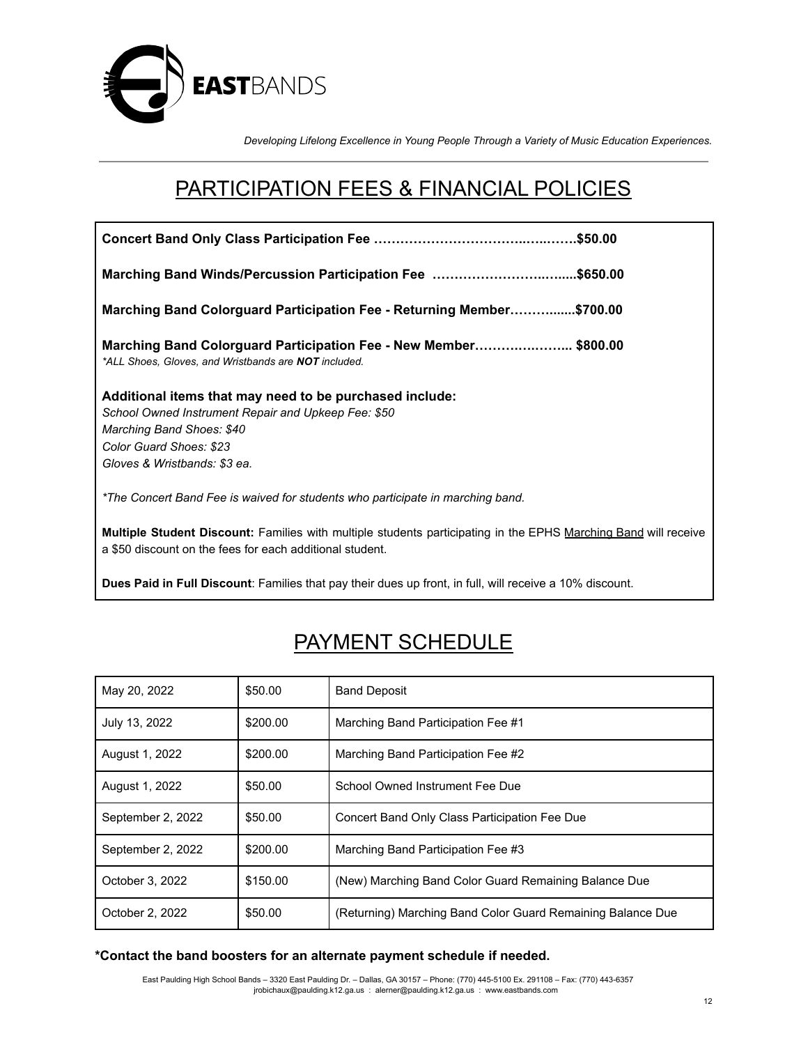**EAST**BANDS

*Developing Lifelong Excellence in Young People Through a Variety of Music Education Experiences.*

---

# PARTICIPATION FEES & FINANCIAL POLICIES

**Concert Band Only Class Participation Fee …………………………..…..…….$50.00**

**Marching Band Winds/Percussion Participation Fee ……………………..…....$650.00**

**Marching Band Colorguard Participation Fee - Returning Member………......$700.00**

**Marching Band Colorguard Participation Fee - New Member……….….……... $800.00**
*\*ALL Shoes, Gloves, and Wristbands are **NOT** included.*

**Additional items that may need to be purchased include:**
*School Owned Instrument Repair and Upkeep Fee: $50*
*Marching Band Shoes: $40*
*Color Guard Shoes: $23*
*Gloves & Wristbands: $3 ea.*

*\*The Concert Band Fee is waived for students who participate in marching band.*

**Multiple Student Discount:** Families with multiple students participating in the EPHS Marching Band will receive a $50 discount on the fees for each additional student.

**Dues Paid in Full Discount**: Families that pay their dues up front, in full, will receive a 10% discount.

# PAYMENT SCHEDULE

| Date | Amount | Description |
|---|---|---|
| May 20, 2022 | $50.00 | Band Deposit |
| July 13, 2022 | $200.00 | Marching Band Participation Fee #1 |
| August 1, 2022 | $200.00 | Marching Band Participation Fee #2 |
| August 1, 2022 | $50.00 | School Owned Instrument Fee Due |
| September 2, 2022 | $50.00 | Concert Band Only Class Participation Fee Due |
| September 2, 2022 | $200.00 | Marching Band Participation Fee #3 |
| October 3, 2022 | $150.00 | (New) Marching Band Color Guard Remaining Balance Due |
| October 2, 2022 | $50.00 | (Returning) Marching Band Color Guard Remaining Balance Due |

**\*Contact the band boosters for an alternate payment schedule if needed.**

East Paulding High School Bands – 3320 East Paulding Dr. – Dallas, GA 30157 – Phone: (770) 445-5100 Ex. 291108 – Fax: (770) 443-6357
jrobichaux@paulding.k12.ga.us : alerner@paulding.k12.ga.us : www.eastbands.com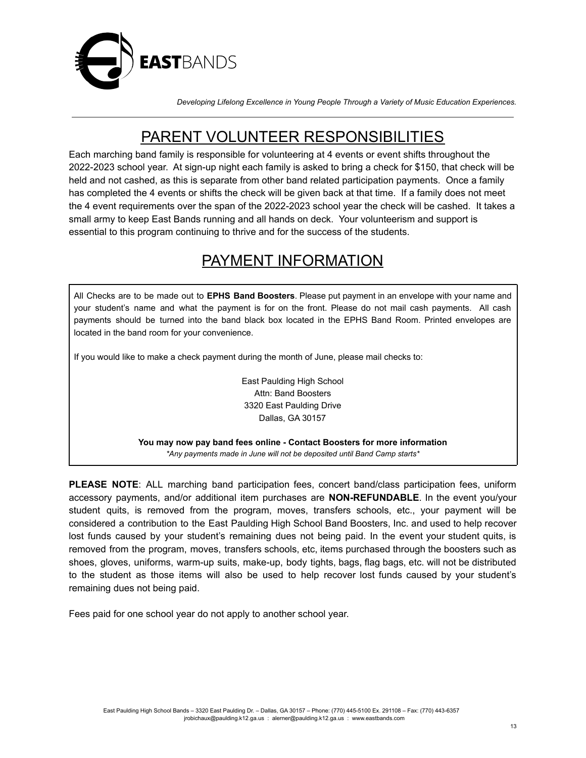Developing Lifelong Excellence in Young People Through a Variety of Music Education Experiences.

# PARENT VOLUNTEER RESPONSIBILITIES

Each marching band family is responsible for volunteering at 4 events or event shifts throughout the 2022-2023 school year. At sign-up night each family is asked to bring a check for $150, that check will be held and not cashed, as this is separate from other band related participation payments. Once a family has completed the 4 events or shifts the check will be given back at that time. If a family does not meet the 4 event requirements over the span of the 2022-2023 school year the check will be cashed. It takes a small army to keep East Bands running and all hands on deck. Your volunteerism and support is essential to this program continuing to thrive and for the success of the students.

# PAYMENT INFORMATION

All Checks are to be made out to **EPHS Band Boosters**. Please put payment in an envelope with your name and your student's name and what the payment is for on the front. Please do not mail cash payments. All cash payments should be turned into the band black box located in the EPHS Band Room. Printed envelopes are located in the band room for your convenience.

If you would like to make a check payment during the month of June, please mail checks to:

East Paulding High School
Attn: Band Boosters
3320 East Paulding Drive
Dallas, GA 30157

**You may now pay band fees online - Contact Boosters for more information**

*\*Any payments made in June will not be deposited until Band Camp starts\**

**PLEASE NOTE**: ALL marching band participation fees, concert band/class participation fees, uniform accessory payments, and/or additional item purchases are **NON-REFUNDABLE**. In the event you/your student quits, is removed from the program, moves, transfers schools, etc., your payment will be considered a contribution to the East Paulding High School Band Boosters, Inc. and used to help recover lost funds caused by your student's remaining dues not being paid. In the event your student quits, is removed from the program, moves, transfers schools, etc, items purchased through the boosters such as shoes, gloves, uniforms, warm-up suits, make-up, body tights, bags, flag bags, etc. will not be distributed to the student as those items will also be used to help recover lost funds caused by your student's remaining dues not being paid.

Fees paid for one school year do not apply to another school year.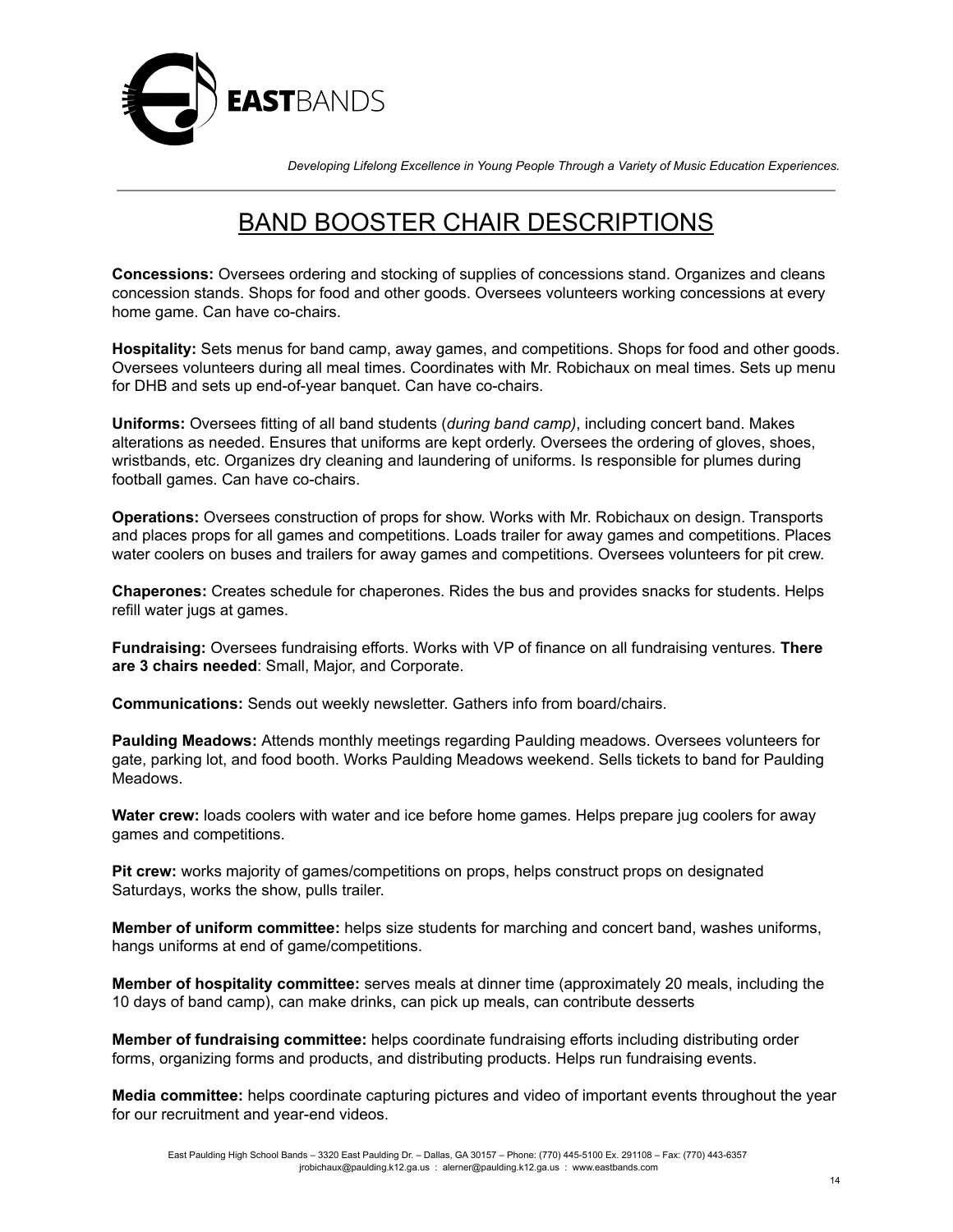**EAST**BANDS

*Developing Lifelong Excellence in Young People Through a Variety of Music Education Experiences.*

# BAND BOOSTER CHAIR DESCRIPTIONS

**Concessions:** Oversees ordering and stocking of supplies of concessions stand. Organizes and cleans concession stands. Shops for food and other goods. Oversees volunteers working concessions at every home game. Can have co-chairs.

**Hospitality:** Sets menus for band camp, away games, and competitions. Shops for food and other goods. Oversees volunteers during all meal times. Coordinates with Mr. Robichaux on meal times. Sets up menu for DHB and sets up end-of-year banquet. Can have co-chairs.

**Uniforms:** Oversees fitting of all band students (*during band camp)*, including concert band. Makes alterations as needed. Ensures that uniforms are kept orderly. Oversees the ordering of gloves, shoes, wristbands, etc. Organizes dry cleaning and laundering of uniforms. Is responsible for plumes during football games. Can have co-chairs.

**Operations:** Oversees construction of props for show. Works with Mr. Robichaux on design. Transports and places props for all games and competitions. Loads trailer for away games and competitions. Places water coolers on buses and trailers for away games and competitions. Oversees volunteers for pit crew.

**Chaperones:** Creates schedule for chaperones. Rides the bus and provides snacks for students. Helps refill water jugs at games.

**Fundraising:** Oversees fundraising efforts. Works with VP of finance on all fundraising ventures. **There are 3 chairs needed**: Small, Major, and Corporate.

**Communications:** Sends out weekly newsletter. Gathers info from board/chairs.

**Paulding Meadows:** Attends monthly meetings regarding Paulding meadows. Oversees volunteers for gate, parking lot, and food booth. Works Paulding Meadows weekend. Sells tickets to band for Paulding Meadows.

**Water crew:** loads coolers with water and ice before home games. Helps prepare jug coolers for away games and competitions.

**Pit crew:** works majority of games/competitions on props, helps construct props on designated Saturdays, works the show, pulls trailer.

**Member of uniform committee:** helps size students for marching and concert band, washes uniforms, hangs uniforms at end of game/competitions.

**Member of hospitality committee:** serves meals at dinner time (approximately 20 meals, including the 10 days of band camp), can make drinks, can pick up meals, can contribute desserts

**Member of fundraising committee:** helps coordinate fundraising efforts including distributing order forms, organizing forms and products, and distributing products. Helps run fundraising events.

**Media committee:** helps coordinate capturing pictures and video of important events throughout the year for our recruitment and year-end videos.

East Paulding High School Bands – 3320 East Paulding Dr. – Dallas, GA 30157 – Phone: (770) 445-5100 Ex. 291108 – Fax: (770) 443-6357
jrobichaux@paulding.k12.ga.us : alerner@paulding.k12.ga.us : www.eastbands.com